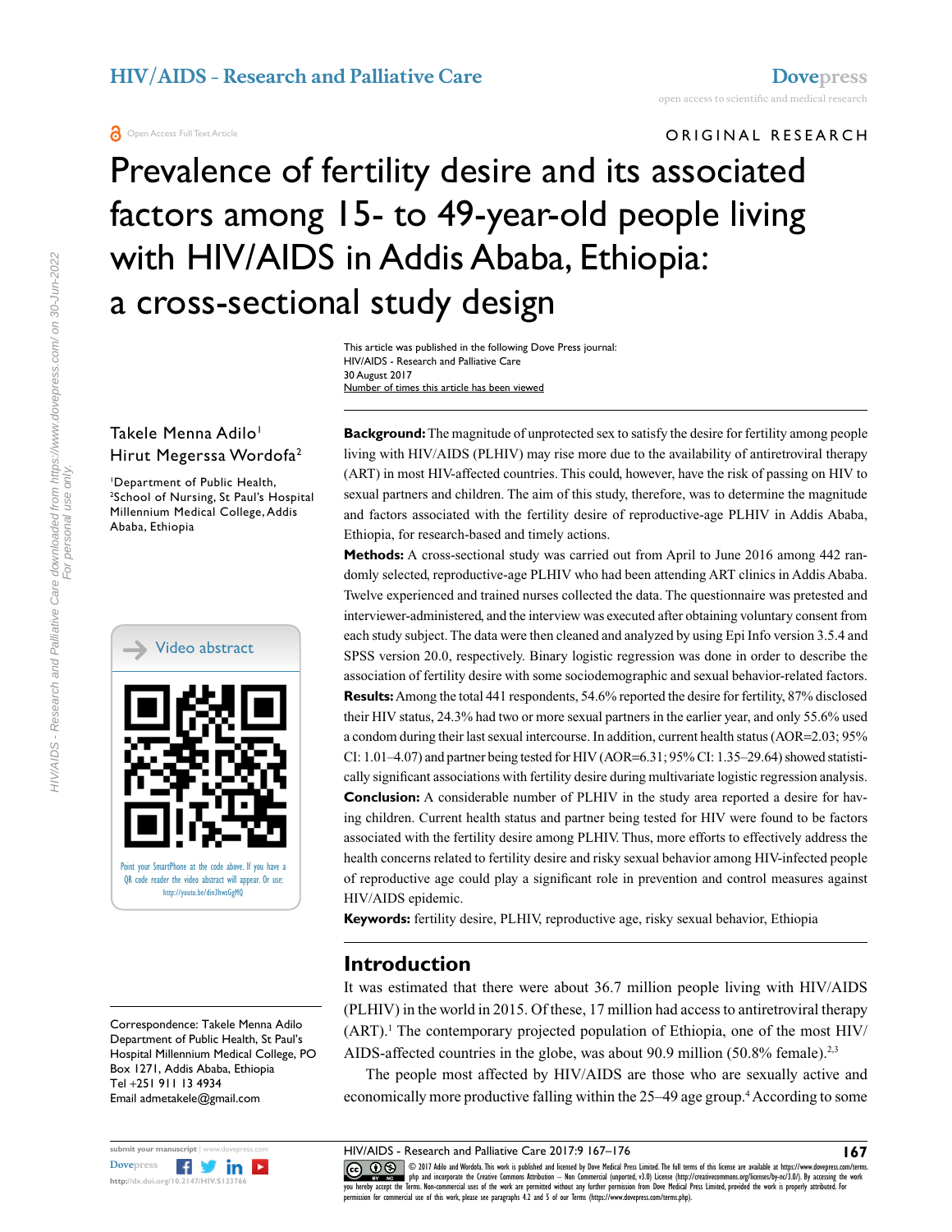ORIGINAL RESEARCH

# Prevalence of fertility desire and its associated factors among 15- to 49-year-old people living with HIV/AIDS in Addis Ababa, Ethiopia: a cross-sectional study design

Takele Menna Adilo[1]
Hirut Megerssa Wordofa[2]

[1]Department of Public Health, [2]School of Nursing, St Paul's Hospital Millennium Medical College, Addis Ababa, Ethiopia

Video abstract

Point your SmartPhone at the code above. If you have a QR code reader the video abstract will appear. Or use: http://youtu.be/din3hwsGgMQ

Correspondence: Takele Menna Adilo
Department of Public Health, St Paul's Hospital Millennium Medical College, PO Box 1271, Addis Ababa, Ethiopia
Tel +251 911 13 4934
Email admetakele@gmail.com

**Background:** The magnitude of unprotected sex to satisfy the desire for fertility among people living with HIV/AIDS (PLHIV) may rise more due to the availability of antiretroviral therapy (ART) in most HIV-affected countries. This could, however, have the risk of passing on HIV to sexual partners and children. The aim of this study, therefore, was to determine the magnitude and factors associated with the fertility desire of reproductive-age PLHIV in Addis Ababa, Ethiopia, for research-based and timely actions.

**Methods:** A cross-sectional study was carried out from April to June 2016 among 442 randomly selected, reproductive-age PLHIV who had been attending ART clinics in Addis Ababa. Twelve experienced and trained nurses collected the data. The questionnaire was pretested and interviewer-administered, and the interview was executed after obtaining voluntary consent from each study subject. The data were then cleaned and analyzed by using Epi Info version 3.5.4 and SPSS version 20.0, respectively. Binary logistic regression was done in order to describe the association of fertility desire with some sociodemographic and sexual behavior-related factors.

**Results:** Among the total 441 respondents, 54.6% reported the desire for fertility, 87% disclosed their HIV status, 24.3% had two or more sexual partners in the earlier year, and only 55.6% used a condom during their last sexual intercourse. In addition, current health status (AOR=2.03; 95% CI: 1.01–4.07) and partner being tested for HIV (AOR=6.31; 95% CI: 1.35–29.64) showed statistically significant associations with fertility desire during multivariate logistic regression analysis.

**Conclusion:** A considerable number of PLHIV in the study area reported a desire for having children. Current health status and partner being tested for HIV were found to be factors associated with the fertility desire among PLHIV. Thus, more efforts to effectively address the health concerns related to fertility desire and risky sexual behavior among HIV-infected people of reproductive age could play a significant role in prevention and control measures against HIV/AIDS epidemic.

**Keywords:** fertility desire, PLHIV, reproductive age, risky sexual behavior, Ethiopia

## Introduction

It was estimated that there were about 36.7 million people living with HIV/AIDS (PLHIV) in the world in 2015. Of these, 17 million had access to antiretroviral therapy (ART).[1] The contemporary projected population of Ethiopia, one of the most HIV/AIDS-affected countries in the globe, was about 90.9 million (50.8% female).[2,3]

The people most affected by HIV/AIDS are those who are sexually active and economically more productive falling within the 25–49 age group.[4] According to some

© 2017 Adilo and Wordofa. This work is published and licensed by Dove Medical Press Limited. The full terms of this license are available at https://www.dovepress.com/terms.php and incorporate the Creative Commons Attribution – Non Commercial (unported, v3.0) License (http://creativecommons.org/licenses/by-nc/3.0/). By accessing the work you hereby accept the Terms. Non-commercial uses of the work are permitted without any further permission from Dove Medical Press Limited, provided the work is properly attributed. For permission for commercial use of this work, please see paragraphs 4.2 and 5 of our Terms (https://www.dovepress.com/terms.php).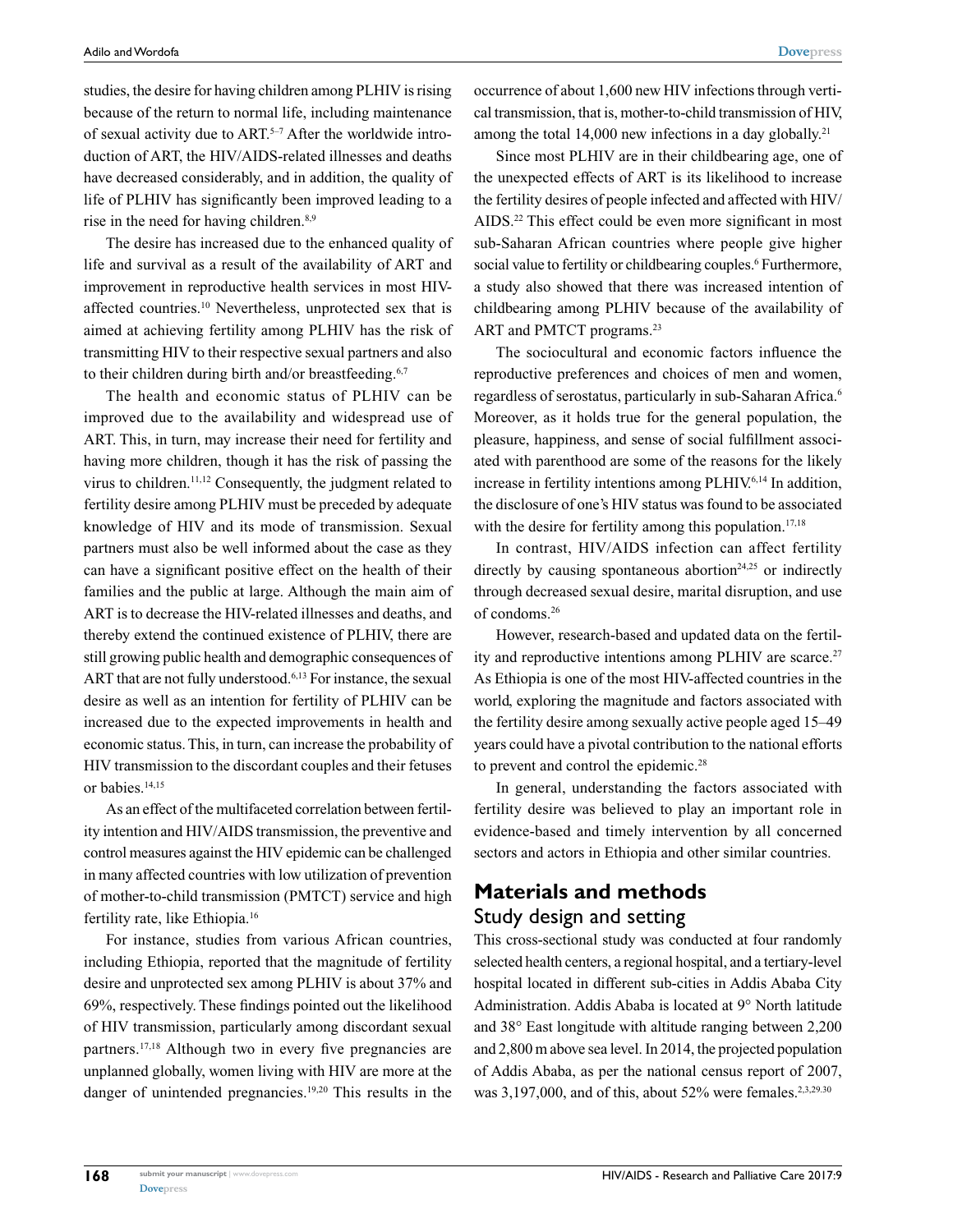studies, the desire for having children among PLHIV is rising because of the return to normal life, including maintenance of sexual activity due to ART.[5–7] After the worldwide introduction of ART, the HIV/AIDS-related illnesses and deaths have decreased considerably, and in addition, the quality of life of PLHIV has significantly been improved leading to a rise in the need for having children.[8,9]

The desire has increased due to the enhanced quality of life and survival as a result of the availability of ART and improvement in reproductive health services in most HIV-affected countries.[10] Nevertheless, unprotected sex that is aimed at achieving fertility among PLHIV has the risk of transmitting HIV to their respective sexual partners and also to their children during birth and/or breastfeeding.[6,7]

The health and economic status of PLHIV can be improved due to the availability and widespread use of ART. This, in turn, may increase their need for fertility and having more children, though it has the risk of passing the virus to children.[11,12] Consequently, the judgment related to fertility desire among PLHIV must be preceded by adequate knowledge of HIV and its mode of transmission. Sexual partners must also be well informed about the case as they can have a significant positive effect on the health of their families and the public at large. Although the main aim of ART is to decrease the HIV-related illnesses and deaths, and thereby extend the continued existence of PLHIV, there are still growing public health and demographic consequences of ART that are not fully understood.[6,13] For instance, the sexual desire as well as an intention for fertility of PLHIV can be increased due to the expected improvements in health and economic status. This, in turn, can increase the probability of HIV transmission to the discordant couples and their fetuses or babies.[14,15]

As an effect of the multifaceted correlation between fertility intention and HIV/AIDS transmission, the preventive and control measures against the HIV epidemic can be challenged in many affected countries with low utilization of prevention of mother-to-child transmission (PMTCT) service and high fertility rate, like Ethiopia.[16]

For instance, studies from various African countries, including Ethiopia, reported that the magnitude of fertility desire and unprotected sex among PLHIV is about 37% and 69%, respectively. These findings pointed out the likelihood of HIV transmission, particularly among discordant sexual partners.[17,18] Although two in every five pregnancies are unplanned globally, women living with HIV are more at the danger of unintended pregnancies.[19,20] This results in the occurrence of about 1,600 new HIV infections through vertical transmission, that is, mother-to-child transmission of HIV, among the total 14,000 new infections in a day globally.[21]

Since most PLHIV are in their childbearing age, one of the unexpected effects of ART is its likelihood to increase the fertility desires of people infected and affected with HIV/AIDS.[22] This effect could be even more significant in most sub-Saharan African countries where people give higher social value to fertility or childbearing couples.[6] Furthermore, a study also showed that there was increased intention of childbearing among PLHIV because of the availability of ART and PMTCT programs.[23]

The sociocultural and economic factors influence the reproductive preferences and choices of men and women, regardless of serostatus, particularly in sub-Saharan Africa.[6] Moreover, as it holds true for the general population, the pleasure, happiness, and sense of social fulfillment associated with parenthood are some of the reasons for the likely increase in fertility intentions among PLHIV.[6,14] In addition, the disclosure of one's HIV status was found to be associated with the desire for fertility among this population.[17,18]

In contrast, HIV/AIDS infection can affect fertility directly by causing spontaneous abortion[24,25] or indirectly through decreased sexual desire, marital disruption, and use of condoms.[26]

However, research-based and updated data on the fertility and reproductive intentions among PLHIV are scarce.[27] As Ethiopia is one of the most HIV-affected countries in the world, exploring the magnitude and factors associated with the fertility desire among sexually active people aged 15–49 years could have a pivotal contribution to the national efforts to prevent and control the epidemic.[28]

In general, understanding the factors associated with fertility desire was believed to play an important role in evidence-based and timely intervention by all concerned sectors and actors in Ethiopia and other similar countries.

## Materials and methods

### Study design and setting

This cross-sectional study was conducted at four randomly selected health centers, a regional hospital, and a tertiary-level hospital located in different sub-cities in Addis Ababa City Administration. Addis Ababa is located at 9° North latitude and 38° East longitude with altitude ranging between 2,200 and 2,800 m above sea level. In 2014, the projected population of Addis Ababa, as per the national census report of 2007, was 3,197,000, and of this, about 52% were females.[2,3,29,30]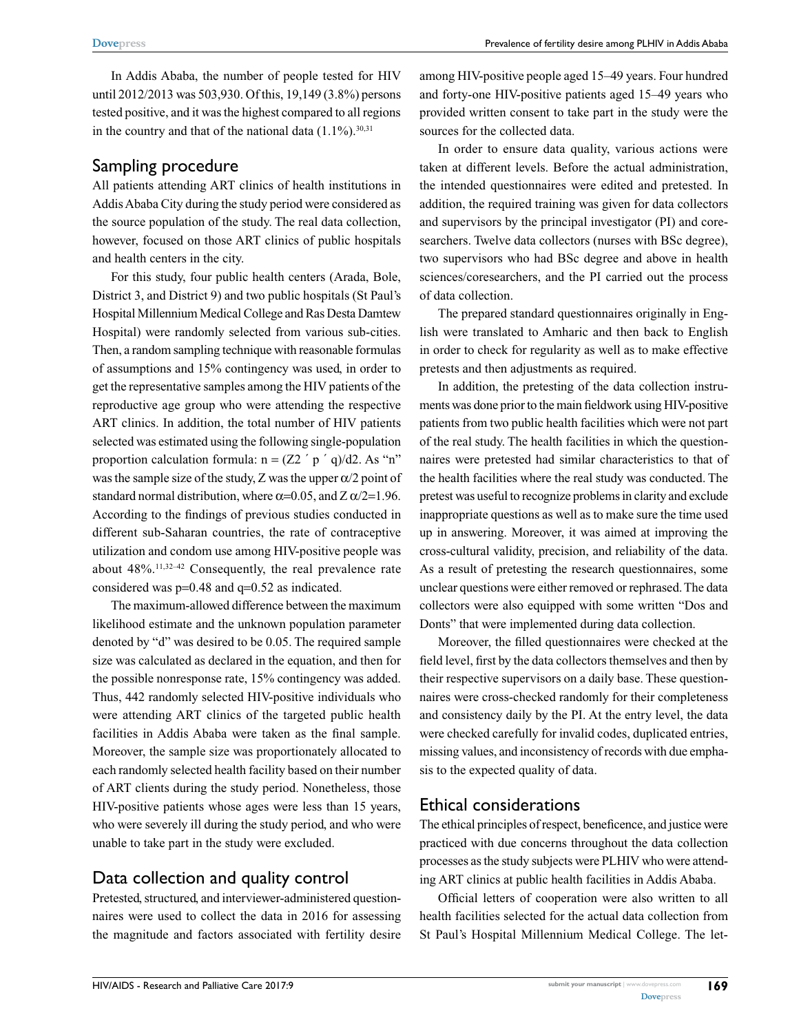In Addis Ababa, the number of people tested for HIV until 2012/2013 was 503,930. Of this, 19,149 (3.8%) persons tested positive, and it was the highest compared to all regions in the country and that of the national data (1.1%).[30,31]

## Sampling procedure

All patients attending ART clinics of health institutions in Addis Ababa City during the study period were considered as the source population of the study. The real data collection, however, focused on those ART clinics of public hospitals and health centers in the city.

For this study, four public health centers (Arada, Bole, District 3, and District 9) and two public hospitals (St Paul's Hospital Millennium Medical College and Ras Desta Damtew Hospital) were randomly selected from various sub-cities. Then, a random sampling technique with reasonable formulas of assumptions and 15% contingency was used, in order to get the representative samples among the HIV patients of the reproductive age group who were attending the respective ART clinics. In addition, the total number of HIV patients selected was estimated using the following single-population proportion calculation formula: $n = (Z2 \times p \times q)/d2$. As "n" was the sample size of the study, Z was the upper $\alpha/2$ point of standard normal distribution, where $\alpha=0.05$, and $Z\ \alpha/2=1.96$. According to the findings of previous studies conducted in different sub-Saharan countries, the rate of contraceptive utilization and condom use among HIV-positive people was about 48%.[11,32–42] Consequently, the real prevalence rate considered was p=0.48 and q=0.52 as indicated.

The maximum-allowed difference between the maximum likelihood estimate and the unknown population parameter denoted by "d" was desired to be 0.05. The required sample size was calculated as declared in the equation, and then for the possible nonresponse rate, 15% contingency was added. Thus, 442 randomly selected HIV-positive individuals who were attending ART clinics of the targeted public health facilities in Addis Ababa were taken as the final sample. Moreover, the sample size was proportionately allocated to each randomly selected health facility based on their number of ART clients during the study period. Nonetheless, those HIV-positive patients whose ages were less than 15 years, who were severely ill during the study period, and who were unable to take part in the study were excluded.

## Data collection and quality control

Pretested, structured, and interviewer-administered questionnaires were used to collect the data in 2016 for assessing the magnitude and factors associated with fertility desire among HIV-positive people aged 15–49 years. Four hundred and forty-one HIV-positive patients aged 15–49 years who provided written consent to take part in the study were the sources for the collected data.

In order to ensure data quality, various actions were taken at different levels. Before the actual administration, the intended questionnaires were edited and pretested. In addition, the required training was given for data collectors and supervisors by the principal investigator (PI) and coresearchers. Twelve data collectors (nurses with BSc degree), two supervisors who had BSc degree and above in health sciences/coresearchers, and the PI carried out the process of data collection.

The prepared standard questionnaires originally in English were translated to Amharic and then back to English in order to check for regularity as well as to make effective pretests and then adjustments as required.

In addition, the pretesting of the data collection instruments was done prior to the main fieldwork using HIV-positive patients from two public health facilities which were not part of the real study. The health facilities in which the questionnaires were pretested had similar characteristics to that of the health facilities where the real study was conducted. The pretest was useful to recognize problems in clarity and exclude inappropriate questions as well as to make sure the time used up in answering. Moreover, it was aimed at improving the cross-cultural validity, precision, and reliability of the data. As a result of pretesting the research questionnaires, some unclear questions were either removed or rephrased. The data collectors were also equipped with some written "Dos and Donts" that were implemented during data collection.

Moreover, the filled questionnaires were checked at the field level, first by the data collectors themselves and then by their respective supervisors on a daily base. These questionnaires were cross-checked randomly for their completeness and consistency daily by the PI. At the entry level, the data were checked carefully for invalid codes, duplicated entries, missing values, and inconsistency of records with due emphasis to the expected quality of data.

## Ethical considerations

The ethical principles of respect, beneficence, and justice were practiced with due concerns throughout the data collection processes as the study subjects were PLHIV who were attending ART clinics at public health facilities in Addis Ababa.

Official letters of cooperation were also written to all health facilities selected for the actual data collection from St Paul's Hospital Millennium Medical College. The let-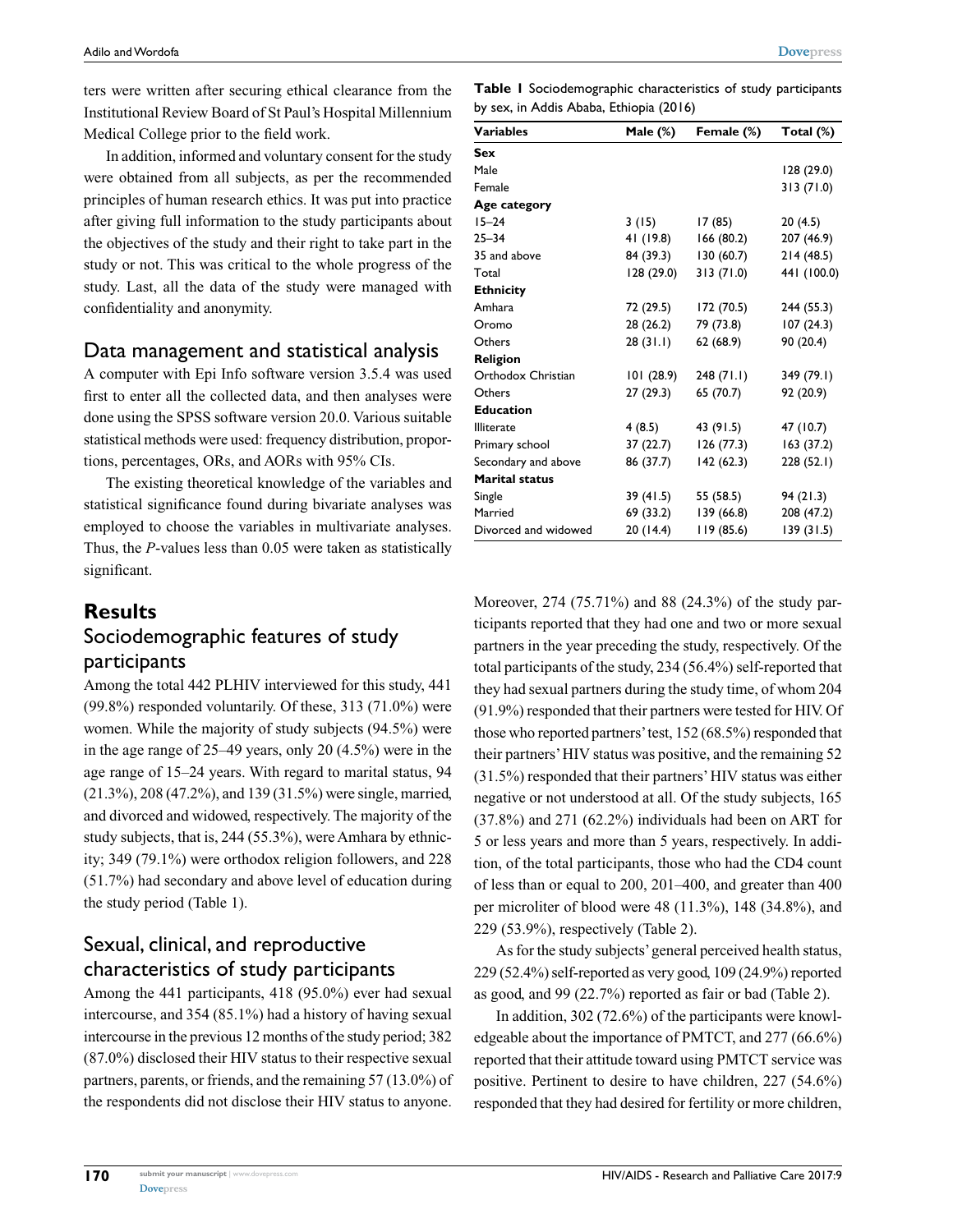ters were written after securing ethical clearance from the Institutional Review Board of St Paul's Hospital Millennium Medical College prior to the field work.

In addition, informed and voluntary consent for the study were obtained from all subjects, as per the recommended principles of human research ethics. It was put into practice after giving full information to the study participants about the objectives of the study and their right to take part in the study or not. This was critical to the whole progress of the study. Last, all the data of the study were managed with confidentiality and anonymity.

## Data management and statistical analysis

A computer with Epi Info software version 3.5.4 was used first to enter all the collected data, and then analyses were done using the SPSS software version 20.0. Various suitable statistical methods were used: frequency distribution, proportions, percentages, ORs, and AORs with 95% CIs.

The existing theoretical knowledge of the variables and statistical significance found during bivariate analyses was employed to choose the variables in multivariate analyses. Thus, the *P*-values less than 0.05 were taken as statistically significant.

# Results

## Sociodemographic features of study participants

Among the total 442 PLHIV interviewed for this study, 441 (99.8%) responded voluntarily. Of these, 313 (71.0%) were women. While the majority of study subjects (94.5%) were in the age range of 25–49 years, only 20 (4.5%) were in the age range of 15–24 years. With regard to marital status, 94 (21.3%), 208 (47.2%), and 139 (31.5%) were single, married, and divorced and widowed, respectively. The majority of the study subjects, that is, 244 (55.3%), were Amhara by ethnicity; 349 (79.1%) were orthodox religion followers, and 228 (51.7%) had secondary and above level of education during the study period (Table 1).

**Table 1** Sociodemographic characteristics of study participants by sex, in Addis Ababa, Ethiopia (2016)

| Variables | Male (%) | Female (%) | Total (%) |
|---|---|---|---|
| **Sex** | | | |
| Male | | | 128 (29.0) |
| Female | | | 313 (71.0) |
| **Age category** | | | |
| 15–24 | 3 (15) | 17 (85) | 20 (4.5) |
| 25–34 | 41 (19.8) | 166 (80.2) | 207 (46.9) |
| 35 and above | 84 (39.3) | 130 (60.7) | 214 (48.5) |
| Total | 128 (29.0) | 313 (71.0) | 441 (100.0) |
| **Ethnicity** | | | |
| Amhara | 72 (29.5) | 172 (70.5) | 244 (55.3) |
| Oromo | 28 (26.2) | 79 (73.8) | 107 (24.3) |
| Others | 28 (31.1) | 62 (68.9) | 90 (20.4) |
| **Religion** | | | |
| Orthodox Christian | 101 (28.9) | 248 (71.1) | 349 (79.1) |
| Others | 27 (29.3) | 65 (70.7) | 92 (20.9) |
| **Education** | | | |
| Illiterate | 4 (8.5) | 43 (91.5) | 47 (10.7) |
| Primary school | 37 (22.7) | 126 (77.3) | 163 (37.2) |
| Secondary and above | 86 (37.7) | 142 (62.3) | 228 (52.1) |
| **Marital status** | | | |
| Single | 39 (41.5) | 55 (58.5) | 94 (21.3) |
| Married | 69 (33.2) | 139 (66.8) | 208 (47.2) |
| Divorced and widowed | 20 (14.4) | 119 (85.6) | 139 (31.5) |

## Sexual, clinical, and reproductive characteristics of study participants

Among the 441 participants, 418 (95.0%) ever had sexual intercourse, and 354 (85.1%) had a history of having sexual intercourse in the previous 12 months of the study period; 382 (87.0%) disclosed their HIV status to their respective sexual partners, parents, or friends, and the remaining 57 (13.0%) of the respondents did not disclose their HIV status to anyone. Moreover, 274 (75.71%) and 88 (24.3%) of the study participants reported that they had one and two or more sexual partners in the year preceding the study, respectively. Of the total participants of the study, 234 (56.4%) self-reported that they had sexual partners during the study time, of whom 204 (91.9%) responded that their partners were tested for HIV. Of those who reported partners' test, 152 (68.5%) responded that their partners' HIV status was positive, and the remaining 52 (31.5%) responded that their partners' HIV status was either negative or not understood at all. Of the study subjects, 165 (37.8%) and 271 (62.2%) individuals had been on ART for 5 or less years and more than 5 years, respectively. In addition, of the total participants, those who had the CD4 count of less than or equal to 200, 201–400, and greater than 400 per microliter of blood were 48 (11.3%), 148 (34.8%), and 229 (53.9%), respectively (Table 2).

As for the study subjects' general perceived health status, 229 (52.4%) self-reported as very good, 109 (24.9%) reported as good, and 99 (22.7%) reported as fair or bad (Table 2).

In addition, 302 (72.6%) of the participants were knowledgeable about the importance of PMTCT, and 277 (66.6%) reported that their attitude toward using PMTCT service was positive. Pertinent to desire to have children, 227 (54.6%) responded that they had desired for fertility or more children,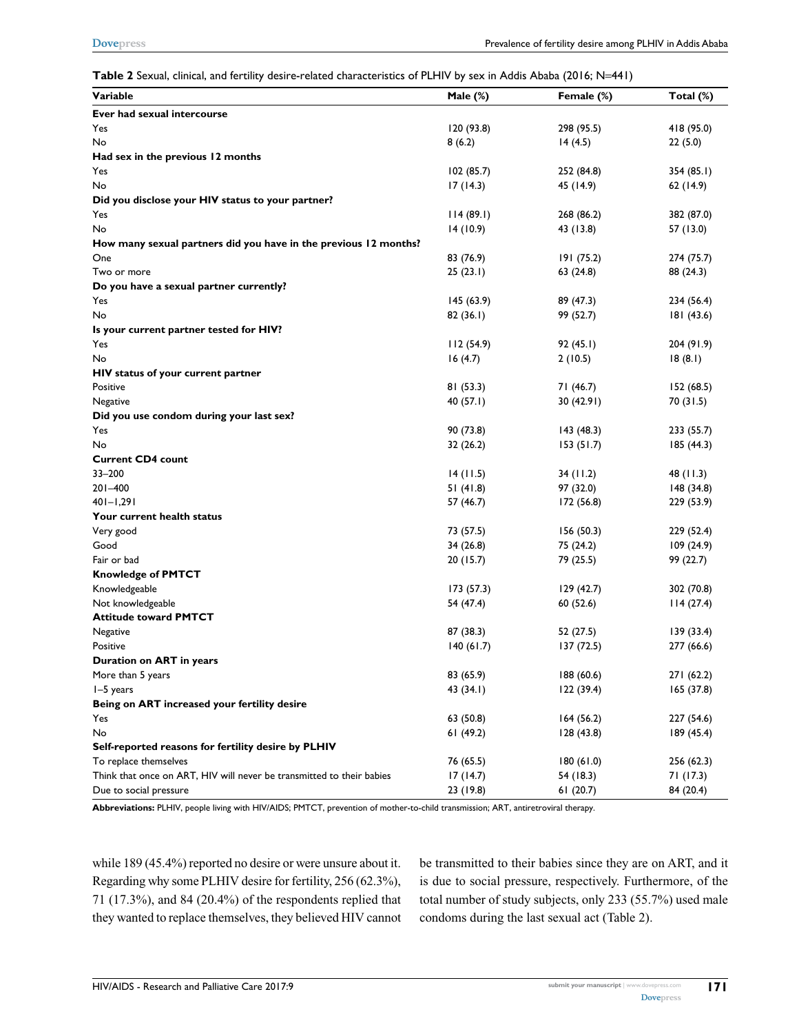**Table 2** Sexual, clinical, and fertility desire-related characteristics of PLHIV by sex in Addis Ababa (2016; N=441)

| Variable | Male (%) | Female (%) | Total (%) |
|---|---|---|---|
| **Ever had sexual intercourse** | | | |
| Yes | 120 (93.8) | 298 (95.5) | 418 (95.0) |
| No | 8 (6.2) | 14 (4.5) | 22 (5.0) |
| **Had sex in the previous 12 months** | | | |
| Yes | 102 (85.7) | 252 (84.8) | 354 (85.1) |
| No | 17 (14.3) | 45 (14.9) | 62 (14.9) |
| **Did you disclose your HIV status to your partner?** | | | |
| Yes | 114 (89.1) | 268 (86.2) | 382 (87.0) |
| No | 14 (10.9) | 43 (13.8) | 57 (13.0) |
| **How many sexual partners did you have in the previous 12 months?** | | | |
| One | 83 (76.9) | 191 (75.2) | 274 (75.7) |
| Two or more | 25 (23.1) | 63 (24.8) | 88 (24.3) |
| **Do you have a sexual partner currently?** | | | |
| Yes | 145 (63.9) | 89 (47.3) | 234 (56.4) |
| No | 82 (36.1) | 99 (52.7) | 181 (43.6) |
| **Is your current partner tested for HIV?** | | | |
| Yes | 112 (54.9) | 92 (45.1) | 204 (91.9) |
| No | 16 (4.7) | 2 (10.5) | 18 (8.1) |
| **HIV status of your current partner** | | | |
| Positive | 81 (53.3) | 71 (46.7) | 152 (68.5) |
| Negative | 40 (57.1) | 30 (42.91) | 70 (31.5) |
| **Did you use condom during your last sex?** | | | |
| Yes | 90 (73.8) | 143 (48.3) | 233 (55.7) |
| No | 32 (26.2) | 153 (51.7) | 185 (44.3) |
| **Current CD4 count** | | | |
| 33–200 | 14 (11.5) | 34 (11.2) | 48 (11.3) |
| 201–400 | 51 (41.8) | 97 (32.0) | 148 (34.8) |
| 401–1,291 | 57 (46.7) | 172 (56.8) | 229 (53.9) |
| **Your current health status** | | | |
| Very good | 73 (57.5) | 156 (50.3) | 229 (52.4) |
| Good | 34 (26.8) | 75 (24.2) | 109 (24.9) |
| Fair or bad | 20 (15.7) | 79 (25.5) | 99 (22.7) |
| **Knowledge of PMTCT** | | | |
| Knowledgeable | 173 (57.3) | 129 (42.7) | 302 (70.8) |
| Not knowledgeable | 54 (47.4) | 60 (52.6) | 114 (27.4) |
| **Attitude toward PMTCT** | | | |
| Negative | 87 (38.3) | 52 (27.5) | 139 (33.4) |
| Positive | 140 (61.7) | 137 (72.5) | 277 (66.6) |
| **Duration on ART in years** | | | |
| More than 5 years | 83 (65.9) | 188 (60.6) | 271 (62.2) |
| 1–5 years | 43 (34.1) | 122 (39.4) | 165 (37.8) |
| **Being on ART increased your fertility desire** | | | |
| Yes | 63 (50.8) | 164 (56.2) | 227 (54.6) |
| No | 61 (49.2) | 128 (43.8) | 189 (45.4) |
| **Self-reported reasons for fertility desire by PLHIV** | | | |
| To replace themselves | 76 (65.5) | 180 (61.0) | 256 (62.3) |
| Think that once on ART, HIV will never be transmitted to their babies | 17 (14.7) | 54 (18.3) | 71 (17.3) |
| Due to social pressure | 23 (19.8) | 61 (20.7) | 84 (20.4) |

**Abbreviations:** PLHIV, people living with HIV/AIDS; PMTCT, prevention of mother-to-child transmission; ART, antiretroviral therapy.

while 189 (45.4%) reported no desire or were unsure about it. Regarding why some PLHIV desire for fertility, 256 (62.3%), 71 (17.3%), and 84 (20.4%) of the respondents replied that they wanted to replace themselves, they believed HIV cannot be transmitted to their babies since they are on ART, and it is due to social pressure, respectively. Furthermore, of the total number of study subjects, only 233 (55.7%) used male condoms during the last sexual act (Table 2).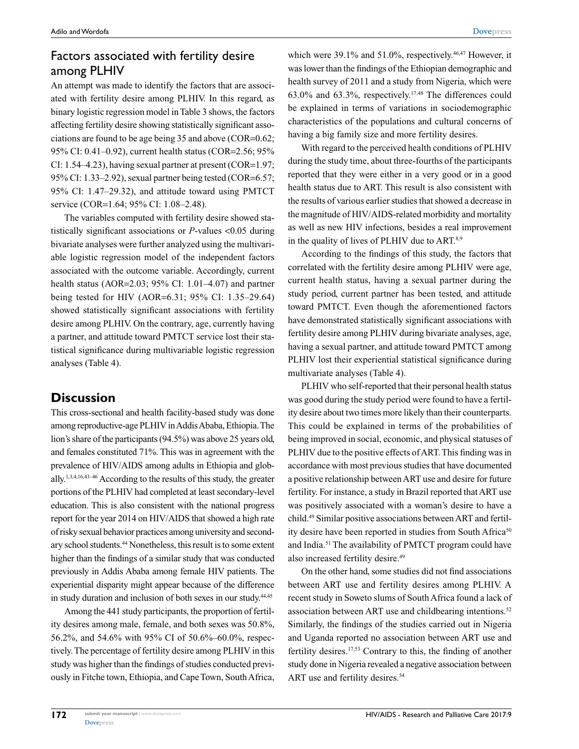## Factors associated with fertility desire among PLHIV

An attempt was made to identify the factors that are associated with fertility desire among PLHIV. In this regard, as binary logistic regression model in Table 3 shows, the factors affecting fertility desire showing statistically significant associations are found to be age being 35 and above (COR=0.62; 95% CI: 0.41–0.92), current health status (COR=2.56; 95% CI: 1.54–4.23), having sexual partner at present (COR=1.97; 95% CI: 1.33–2.92), sexual partner being tested (COR=6.57; 95% CI: 1.47–29.32), and attitude toward using PMTCT service (COR=1.64; 95% CI: 1.08–2.48).

The variables computed with fertility desire showed statistically significant associations or *P*-values <0.05 during bivariate analyses were further analyzed using the multivariable logistic regression model of the independent factors associated with the outcome variable. Accordingly, current health status (AOR=2.03; 95% CI: 1.01–4.07) and partner being tested for HIV (AOR=6.31; 95% CI: 1.35–29.64) showed statistically significant associations with fertility desire among PLHIV. On the contrary, age, currently having a partner, and attitude toward PMTCT service lost their statistical significance during multivariable logistic regression analyses (Table 4).

## Discussion

This cross-sectional and health facility-based study was done among reproductive-age PLHIV in Addis Ababa, Ethiopia. The lion's share of the participants (94.5%) was above 25 years old, and females constituted 71%. This was in agreement with the prevalence of HIV/AIDS among adults in Ethiopia and globally.[1,3,4,16,43–46] According to the results of this study, the greater portions of the PLHIV had completed at least secondary-level education. This is also consistent with the national progress report for the year 2014 on HIV/AIDS that showed a high rate of risky sexual behavior practices among university and secondary school students.[44] Nonetheless, this result is to some extent higher than the findings of a similar study that was conducted previously in Addis Ababa among female HIV patients. The experiential disparity might appear because of the difference in study duration and inclusion of both sexes in our study.[44,45]

Among the 441 study participants, the proportion of fertility desires among male, female, and both sexes was 50.8%, 56.2%, and 54.6% with 95% CI of 50.6%–60.0%, respectively. The percentage of fertility desire among PLHIV in this study was higher than the findings of studies conducted previously in Fitche town, Ethiopia, and Cape Town, South Africa, which were 39.1% and 51.0%, respectively.[46,47] However, it was lower than the findings of the Ethiopian demographic and health survey of 2011 and a study from Nigeria, which were 63.0% and 63.3%, respectively.[17,48] The differences could be explained in terms of variations in sociodemographic characteristics of the populations and cultural concerns of having a big family size and more fertility desires.

With regard to the perceived health conditions of PLHIV during the study time, about three-fourths of the participants reported that they were either in a very good or in a good health status due to ART. This result is also consistent with the results of various earlier studies that showed a decrease in the magnitude of HIV/AIDS-related morbidity and mortality as well as new HIV infections, besides a real improvement in the quality of lives of PLHIV due to ART.[8,9]

According to the findings of this study, the factors that correlated with the fertility desire among PLHIV were age, current health status, having a sexual partner during the study period, current partner has been tested, and attitude toward PMTCT. Even though the aforementioned factors have demonstrated statistically significant associations with fertility desire among PLHIV during bivariate analyses, age, having a sexual partner, and attitude toward PMTCT among PLHIV lost their experiential statistical significance during multivariate analyses (Table 4).

PLHIV who self-reported that their personal health status was good during the study period were found to have a fertility desire about two times more likely than their counterparts. This could be explained in terms of the probabilities of being improved in social, economic, and physical statuses of PLHIV due to the positive effects of ART. This finding was in accordance with most previous studies that have documented a positive relationship between ART use and desire for future fertility. For instance, a study in Brazil reported that ART use was positively associated with a woman's desire to have a child.[49] Similar positive associations between ART and fertility desire have been reported in studies from South Africa[50] and India.[51] The availability of PMTCT program could have also increased fertility desire.[49]

On the other hand, some studies did not find associations between ART use and fertility desires among PLHIV. A recent study in Soweto slums of South Africa found a lack of association between ART use and childbearing intentions.[52] Similarly, the findings of the studies carried out in Nigeria and Uganda reported no association between ART use and fertility desires.[17,53] Contrary to this, the finding of another study done in Nigeria revealed a negative association between ART use and fertility desires.[54]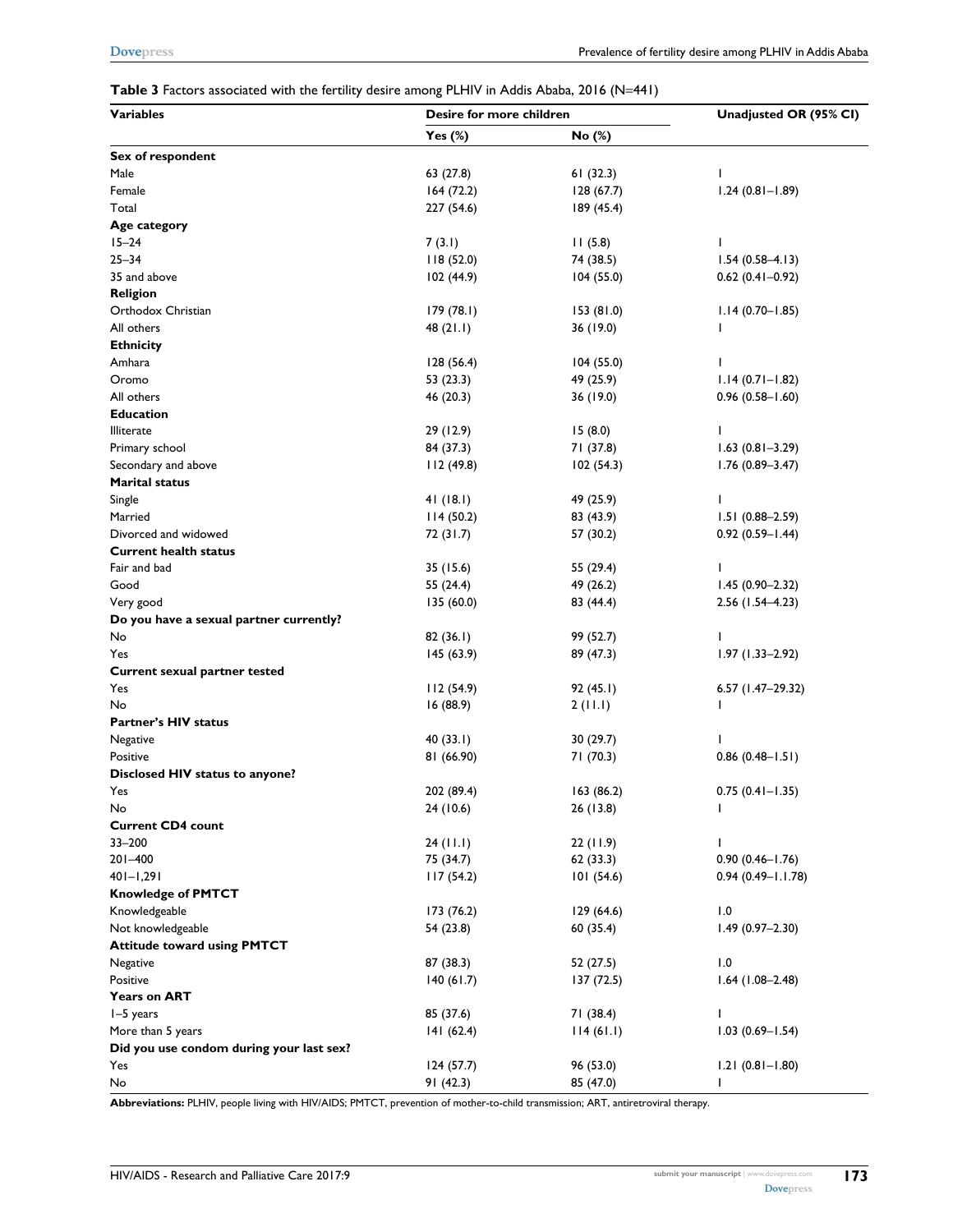**Table 3** Factors associated with the fertility desire among PLHIV in Addis Ababa, 2016 (N=441)

| Variables | Desire for more children | | Unadjusted OR (95% CI) |
|---|---|---|---|
| | Yes (%) | No (%) | |
| **Sex of respondent** | | | |
| Male | 63 (27.8) | 61 (32.3) | 1 |
| Female | 164 (72.2) | 128 (67.7) | 1.24 (0.81–1.89) |
| Total | 227 (54.6) | 189 (45.4) | |
| **Age category** | | | |
| 15–24 | 7 (3.1) | 11 (5.8) | 1 |
| 25–34 | 118 (52.0) | 74 (38.5) | 1.54 (0.58–4.13) |
| 35 and above | 102 (44.9) | 104 (55.0) | 0.62 (0.41–0.92) |
| **Religion** | | | |
| Orthodox Christian | 179 (78.1) | 153 (81.0) | 1.14 (0.70–1.85) |
| All others | 48 (21.1) | 36 (19.0) | 1 |
| **Ethnicity** | | | |
| Amhara | 128 (56.4) | 104 (55.0) | 1 |
| Oromo | 53 (23.3) | 49 (25.9) | 1.14 (0.71–1.82) |
| All others | 46 (20.3) | 36 (19.0) | 0.96 (0.58–1.60) |
| **Education** | | | |
| Illiterate | 29 (12.9) | 15 (8.0) | 1 |
| Primary school | 84 (37.3) | 71 (37.8) | 1.63 (0.81–3.29) |
| Secondary and above | 112 (49.8) | 102 (54.3) | 1.76 (0.89–3.47) |
| **Marital status** | | | |
| Single | 41 (18.1) | 49 (25.9) | 1 |
| Married | 114 (50.2) | 83 (43.9) | 1.51 (0.88–2.59) |
| Divorced and widowed | 72 (31.7) | 57 (30.2) | 0.92 (0.59–1.44) |
| **Current health status** | | | |
| Fair and bad | 35 (15.6) | 55 (29.4) | 1 |
| Good | 55 (24.4) | 49 (26.2) | 1.45 (0.90–2.32) |
| Very good | 135 (60.0) | 83 (44.4) | 2.56 (1.54–4.23) |
| **Do you have a sexual partner currently?** | | | |
| No | 82 (36.1) | 99 (52.7) | 1 |
| Yes | 145 (63.9) | 89 (47.3) | 1.97 (1.33–2.92) |
| **Current sexual partner tested** | | | |
| Yes | 112 (54.9) | 92 (45.1) | 6.57 (1.47–29.32) |
| No | 16 (88.9) | 2 (11.1) | 1 |
| **Partner's HIV status** | | | |
| Negative | 40 (33.1) | 30 (29.7) | 1 |
| Positive | 81 (66.90) | 71 (70.3) | 0.86 (0.48–1.51) |
| **Disclosed HIV status to anyone?** | | | |
| Yes | 202 (89.4) | 163 (86.2) | 0.75 (0.41–1.35) |
| No | 24 (10.6) | 26 (13.8) | 1 |
| **Current CD4 count** | | | |
| 33–200 | 24 (11.1) | 22 (11.9) | 1 |
| 201–400 | 75 (34.7) | 62 (33.3) | 0.90 (0.46–1.76) |
| 401–1,291 | 117 (54.2) | 101 (54.6) | 0.94 (0.49–1.1.78) |
| **Knowledge of PMTCT** | | | |
| Knowledgeable | 173 (76.2) | 129 (64.6) | 1.0 |
| Not knowledgeable | 54 (23.8) | 60 (35.4) | 1.49 (0.97–2.30) |
| **Attitude toward using PMTCT** | | | |
| Negative | 87 (38.3) | 52 (27.5) | 1.0 |
| Positive | 140 (61.7) | 137 (72.5) | 1.64 (1.08–2.48) |
| **Years on ART** | | | |
| 1–5 years | 85 (37.6) | 71 (38.4) | 1 |
| More than 5 years | 141 (62.4) | 114 (61.1) | 1.03 (0.69–1.54) |
| **Did you use condom during your last sex?** | | | |
| Yes | 124 (57.7) | 96 (53.0) | 1.21 (0.81–1.80) |
| No | 91 (42.3) | 85 (47.0) | 1 |

**Abbreviations:** PLHIV, people living with HIV/AIDS; PMTCT, prevention of mother-to-child transmission; ART, antiretroviral therapy.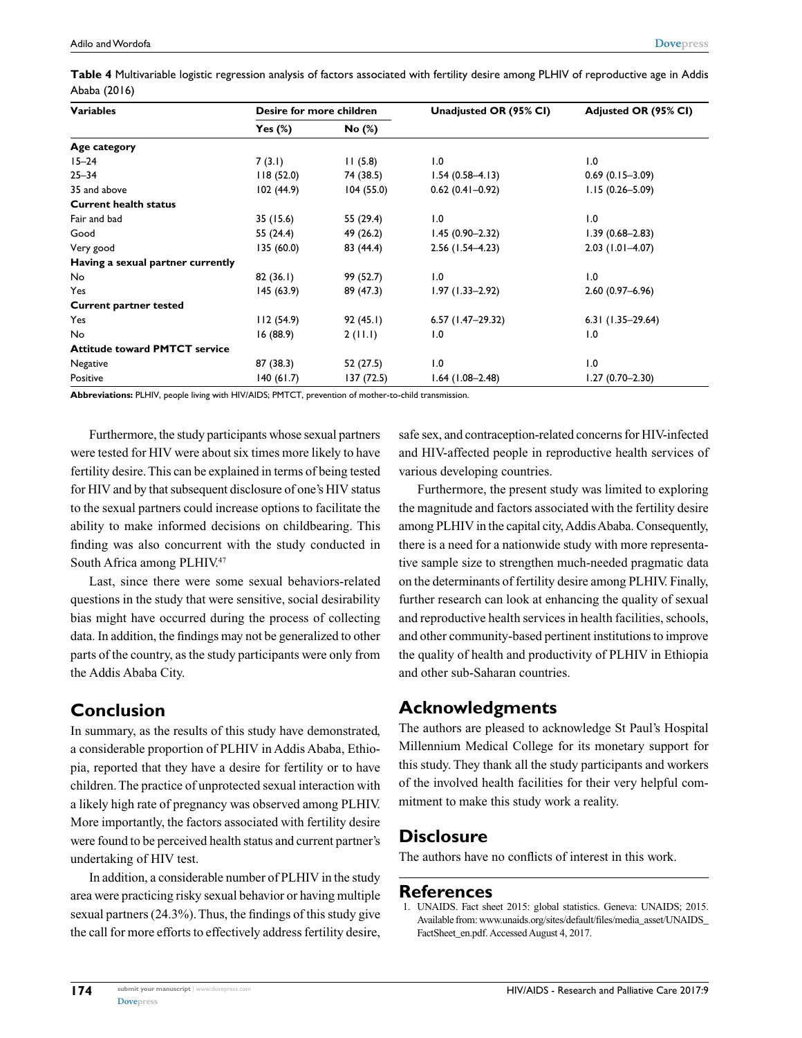**Table 4** Multivariable logistic regression analysis of factors associated with fertility desire among PLHIV of reproductive age in Addis Ababa (2016)

| Variables | Desire for more children | | Unadjusted OR (95% CI) | Adjusted OR (95% CI) |
|---|---|---|---|---|
| | Yes (%) | No (%) | | |
| **Age category** | | | | |
| 15–24 | 7 (3.1) | 11 (5.8) | 1.0 | 1.0 |
| 25–34 | 118 (52.0) | 74 (38.5) | 1.54 (0.58–4.13) | 0.69 (0.15–3.09) |
| 35 and above | 102 (44.9) | 104 (55.0) | 0.62 (0.41–0.92) | 1.15 (0.26–5.09) |
| **Current health status** | | | | |
| Fair and bad | 35 (15.6) | 55 (29.4) | 1.0 | 1.0 |
| Good | 55 (24.4) | 49 (26.2) | 1.45 (0.90–2.32) | 1.39 (0.68–2.83) |
| Very good | 135 (60.0) | 83 (44.4) | 2.56 (1.54–4.23) | 2.03 (1.01–4.07) |
| **Having a sexual partner currently** | | | | |
| No | 82 (36.1) | 99 (52.7) | 1.0 | 1.0 |
| Yes | 145 (63.9) | 89 (47.3) | 1.97 (1.33–2.92) | 2.60 (0.97–6.96) |
| **Current partner tested** | | | | |
| Yes | 112 (54.9) | 92 (45.1) | 6.57 (1.47–29.32) | 6.31 (1.35–29.64) |
| No | 16 (88.9) | 2 (11.1) | 1.0 | 1.0 |
| **Attitude toward PMTCT service** | | | | |
| Negative | 87 (38.3) | 52 (27.5) | 1.0 | 1.0 |
| Positive | 140 (61.7) | 137 (72.5) | 1.64 (1.08–2.48) | 1.27 (0.70–2.30) |

**Abbreviations:** PLHIV, people living with HIV/AIDS; PMTCT, prevention of mother-to-child transmission.

Furthermore, the study participants whose sexual partners were tested for HIV were about six times more likely to have fertility desire. This can be explained in terms of being tested for HIV and by that subsequent disclosure of one's HIV status to the sexual partners could increase options to facilitate the ability to make informed decisions on childbearing. This finding was also concurrent with the study conducted in South Africa among PLHIV.[47]

Last, since there were some sexual behaviors-related questions in the study that were sensitive, social desirability bias might have occurred during the process of collecting data. In addition, the findings may not be generalized to other parts of the country, as the study participants were only from the Addis Ababa City.

## Conclusion

In summary, as the results of this study have demonstrated, a considerable proportion of PLHIV in Addis Ababa, Ethiopia, reported that they have a desire for fertility or to have children. The practice of unprotected sexual interaction with a likely high rate of pregnancy was observed among PLHIV. More importantly, the factors associated with fertility desire were found to be perceived health status and current partner's undertaking of HIV test.

In addition, a considerable number of PLHIV in the study area were practicing risky sexual behavior or having multiple sexual partners (24.3%). Thus, the findings of this study give the call for more efforts to effectively address fertility desire, safe sex, and contraception-related concerns for HIV-infected and HIV-affected people in reproductive health services of various developing countries.

Furthermore, the present study was limited to exploring the magnitude and factors associated with the fertility desire among PLHIV in the capital city, Addis Ababa. Consequently, there is a need for a nationwide study with more representative sample size to strengthen much-needed pragmatic data on the determinants of fertility desire among PLHIV. Finally, further research can look at enhancing the quality of sexual and reproductive health services in health facilities, schools, and other community-based pertinent institutions to improve the quality of health and productivity of PLHIV in Ethiopia and other sub-Saharan countries.

## Acknowledgments

The authors are pleased to acknowledge St Paul's Hospital Millennium Medical College for its monetary support for this study. They thank all the study participants and workers of the involved health facilities for their very helpful commitment to make this study work a reality.

## Disclosure

The authors have no conflicts of interest in this work.

## References

1. UNAIDS. Fact sheet 2015: global statistics. Geneva: UNAIDS; 2015. Available from: www.unaids.org/sites/default/files/media_asset/UNAIDS_FactSheet_en.pdf. Accessed August 4, 2017.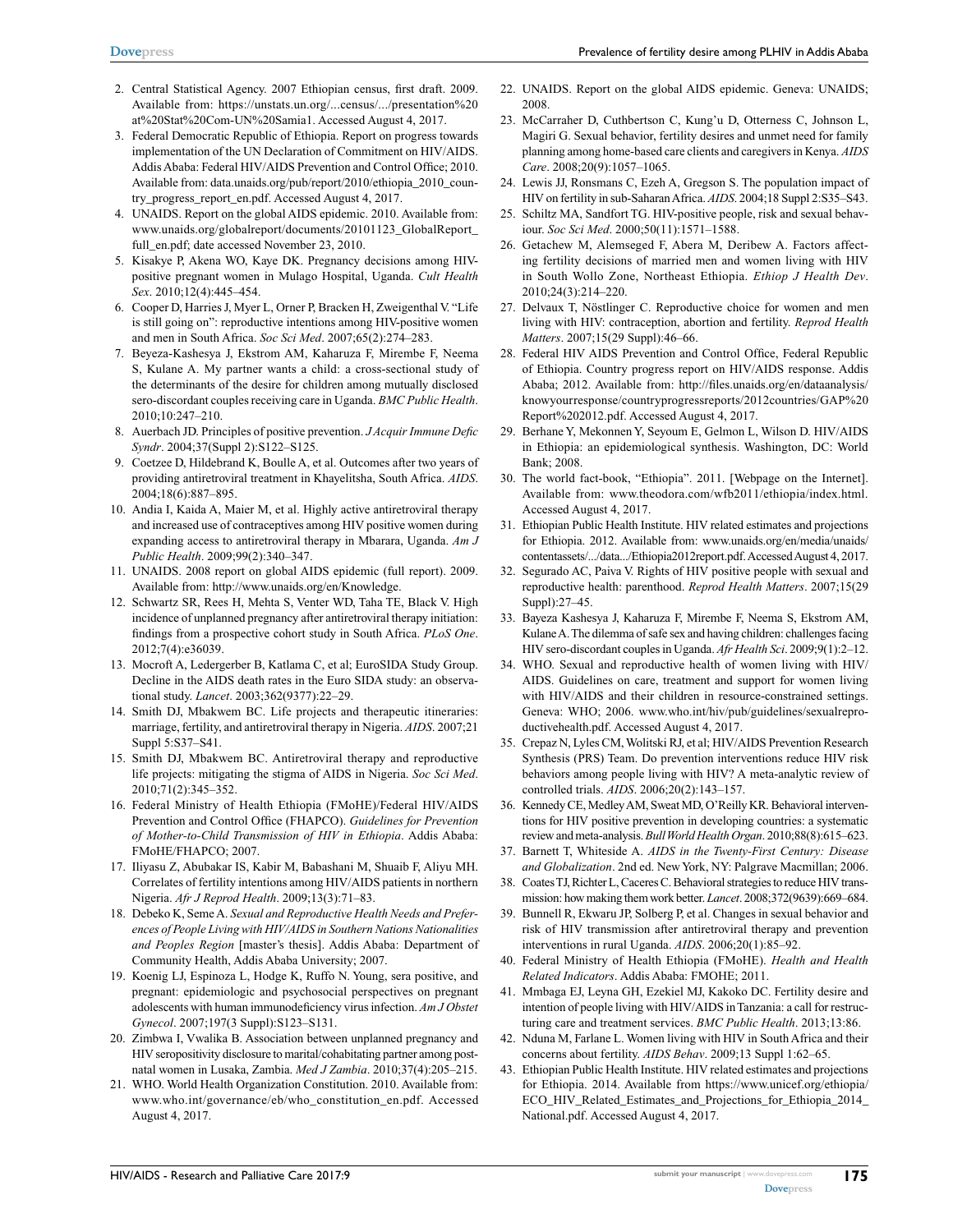2. Central Statistical Agency. 2007 Ethiopian census, first draft. 2009. Available from: https://unstats.un.org/...census/.../presentation%20at%20Stat%20Com-UN%20Samia1. Accessed August 4, 2017.
3. Federal Democratic Republic of Ethiopia. Report on progress towards implementation of the UN Declaration of Commitment on HIV/AIDS. Addis Ababa: Federal HIV/AIDS Prevention and Control Office; 2010. Available from: data.unaids.org/pub/report/2010/ethiopia_2010_country_progress_report_en.pdf. Accessed August 4, 2017.
4. UNAIDS. Report on the global AIDS epidemic. 2010. Available from: www.unaids.org/globalreport/documents/20101123_GlobalReport_full_en.pdf; date accessed November 23, 2010.
5. Kisakye P, Akena WO, Kaye DK. Pregnancy decisions among HIV-positive pregnant women in Mulago Hospital, Uganda. *Cult Health Sex*. 2010;12(4):445–454.
6. Cooper D, Harries J, Myer L, Orner P, Bracken H, Zweigenthal V. "Life is still going on": reproductive intentions among HIV-positive women and men in South Africa. *Soc Sci Med*. 2007;65(2):274–283.
7. Beyeza-Kashesya J, Ekstrom AM, Kaharuza F, Mirembe F, Neema S, Kulane A. My partner wants a child: a cross-sectional study of the determinants of the desire for children among mutually disclosed sero-discordant couples receiving care in Uganda. *BMC Public Health*. 2010;10:247–210.
8. Auerbach JD. Principles of positive prevention. *J Acquir Immune Defic Syndr*. 2004;37(Suppl 2):S122–S125.
9. Coetzee D, Hildebrand K, Boulle A, et al. Outcomes after two years of providing antiretroviral treatment in Khayelitsha, South Africa. *AIDS*. 2004;18(6):887–895.
10. Andia I, Kaida A, Maier M, et al. Highly active antiretroviral therapy and increased use of contraceptives among HIV positive women during expanding access to antiretroviral therapy in Mbarara, Uganda. *Am J Public Health*. 2009;99(2):340–347.
11. UNAIDS. 2008 report on global AIDS epidemic (full report). 2009. Available from: http://www.unaids.org/en/Knowledge.
12. Schwartz SR, Rees H, Mehta S, Venter WD, Taha TE, Black V. High incidence of unplanned pregnancy after antiretroviral therapy initiation: findings from a prospective cohort study in South Africa. *PLoS One*. 2012;7(4):e36039.
13. Mocroft A, Ledergerber B, Katlama C, et al; EuroSIDA Study Group. Decline in the AIDS death rates in the Euro SIDA study: an observational study. *Lancet*. 2003;362(9377):22–29.
14. Smith DJ, Mbakwem BC. Life projects and therapeutic itineraries: marriage, fertility, and antiretroviral therapy in Nigeria. *AIDS*. 2007;21 Suppl 5:S37–S41.
15. Smith DJ, Mbakwem BC. Antiretroviral therapy and reproductive life projects: mitigating the stigma of AIDS in Nigeria. *Soc Sci Med*. 2010;71(2):345–352.
16. Federal Ministry of Health Ethiopia (FMoHE)/Federal HIV/AIDS Prevention and Control Office (FHAPCO). *Guidelines for Prevention of Mother-to-Child Transmission of HIV in Ethiopia*. Addis Ababa: FMoHE/FHAPCO; 2007.
17. Iliyasu Z, Abubakar IS, Kabir M, Babashani M, Shuaib F, Aliyu MH. Correlates of fertility intentions among HIV/AIDS patients in northern Nigeria. *Afr J Reprod Health*. 2009;13(3):71–83.
18. Debeko K, Seme A. *Sexual and Reproductive Health Needs and Preferences of People Living with HIV/AIDS in Southern Nations Nationalities and Peoples Region* [master's thesis]. Addis Ababa: Department of Community Health, Addis Ababa University; 2007.
19. Koenig LJ, Espinoza L, Hodge K, Ruffo N. Young, sera positive, and pregnant: epidemiologic and psychosocial perspectives on pregnant adolescents with human immunodeficiency virus infection. *Am J Obstet Gynecol*. 2007;197(3 Suppl):S123–S131.
20. Zimbwa I, Vwalika B. Association between unplanned pregnancy and HIV seropositivity disclosure to marital/cohabitating partner among postnatal women in Lusaka, Zambia. *Med J Zambia*. 2010;37(4):205–215.
21. WHO. World Health Organization Constitution. 2010. Available from: www.who.int/governance/eb/who_constitution_en.pdf. Accessed August 4, 2017.
22. UNAIDS. Report on the global AIDS epidemic. Geneva: UNAIDS; 2008.
23. McCarraher D, Cuthbertson C, Kung'u D, Otterness C, Johnson L, Magiri G. Sexual behavior, fertility desires and unmet need for family planning among home-based care clients and caregivers in Kenya. *AIDS Care*. 2008;20(9):1057–1065.
24. Lewis JJ, Ronsmans C, Ezeh A, Gregson S. The population impact of HIV on fertility in sub-Saharan Africa. *AIDS*. 2004;18 Suppl 2:S35–S43.
25. Schiltz MA, Sandfort TG. HIV-positive people, risk and sexual behaviour. *Soc Sci Med*. 2000;50(11):1571–1588.
26. Getachew M, Alemseged F, Abera M, Deribew A. Factors affecting fertility decisions of married men and women living with HIV in South Wollo Zone, Northeast Ethiopia. *Ethiop J Health Dev*. 2010;24(3):214–220.
27. Delvaux T, Nöstlinger C. Reproductive choice for women and men living with HIV: contraception, abortion and fertility. *Reprod Health Matters*. 2007;15(29 Suppl):46–66.
28. Federal HIV AIDS Prevention and Control Office, Federal Republic of Ethiopia. Country progress report on HIV/AIDS response. Addis Ababa; 2012. Available from: http://files.unaids.org/en/dataanalysis/knowyourresponse/countryprogressreports/2012countries/GAP%20Report%202012.pdf. Accessed August 4, 2017.
29. Berhane Y, Mekonnen Y, Seyoum E, Gelmon L, Wilson D. HIV/AIDS in Ethiopia: an epidemiological synthesis. Washington, DC: World Bank; 2008.
30. The world fact-book, "Ethiopia". 2011. [Webpage on the Internet]. Available from: www.theodora.com/wfb2011/ethiopia/index.html. Accessed August 4, 2017.
31. Ethiopian Public Health Institute. HIV related estimates and projections for Ethiopia. 2012. Available from: www.unaids.org/en/media/unaids/contentassets/.../data.../Ethiopia2012report.pdf. Accessed August 4, 2017.
32. Segurado AC, Paiva V. Rights of HIV positive people with sexual and reproductive health: parenthood. *Reprod Health Matters*. 2007;15(29 Suppl):27–45.
33. Bayeza Kashesya J, Kaharuza F, Mirembe F, Neema S, Ekstrom AM, Kulane A. The dilemma of safe sex and having children: challenges facing HIV sero-discordant couples in Uganda. *Afr Health Sci*. 2009;9(1):2–12.
34. WHO. Sexual and reproductive health of women living with HIV/AIDS. Guidelines on care, treatment and support for women living with HIV/AIDS and their children in resource-constrained settings. Geneva: WHO; 2006. www.who.int/hiv/pub/guidelines/sexualreproductivehealth.pdf. Accessed August 4, 2017.
35. Crepaz N, Lyles CM, Wolitski RJ, et al; HIV/AIDS Prevention Research Synthesis (PRS) Team. Do prevention interventions reduce HIV risk behaviors among people living with HIV? A meta-analytic review of controlled trials. *AIDS*. 2006;20(2):143–157.
36. Kennedy CE, Medley AM, Sweat MD, O'Reilly KR. Behavioral interventions for HIV positive prevention in developing countries: a systematic review and meta-analysis. *Bull World Health Organ*. 2010;88(8):615–623.
37. Barnett T, Whiteside A. *AIDS in the Twenty-First Century: Disease and Globalization*. 2nd ed. New York, NY: Palgrave Macmillan; 2006.
38. Coates TJ, Richter L, Caceres C. Behavioral strategies to reduce HIV transmission: how making them work better. *Lancet*. 2008;372(9639):669–684.
39. Bunnell R, Ekwaru JP, Solberg P, et al. Changes in sexual behavior and risk of HIV transmission after antiretroviral therapy and prevention interventions in rural Uganda. *AIDS*. 2006;20(1):85–92.
40. Federal Ministry of Health Ethiopia (FMoHE). *Health and Health Related Indicators*. Addis Ababa: FMOHE; 2011.
41. Mmbaga EJ, Leyna GH, Ezekiel MJ, Kakoko DC. Fertility desire and intention of people living with HIV/AIDS in Tanzania: a call for restructuring care and treatment services. *BMC Public Health*. 2013;13:86.
42. Nduna M, Farlane L. Women living with HIV in South Africa and their concerns about fertility. *AIDS Behav*. 2009;13 Suppl 1:62–65.
43. Ethiopian Public Health Institute. HIV related estimates and projections for Ethiopia. 2014. Available from https://www.unicef.org/ethiopia/ECO_HIV_Related_Estimates_and_Projections_for_Ethiopia_2014_National.pdf. Accessed August 4, 2017.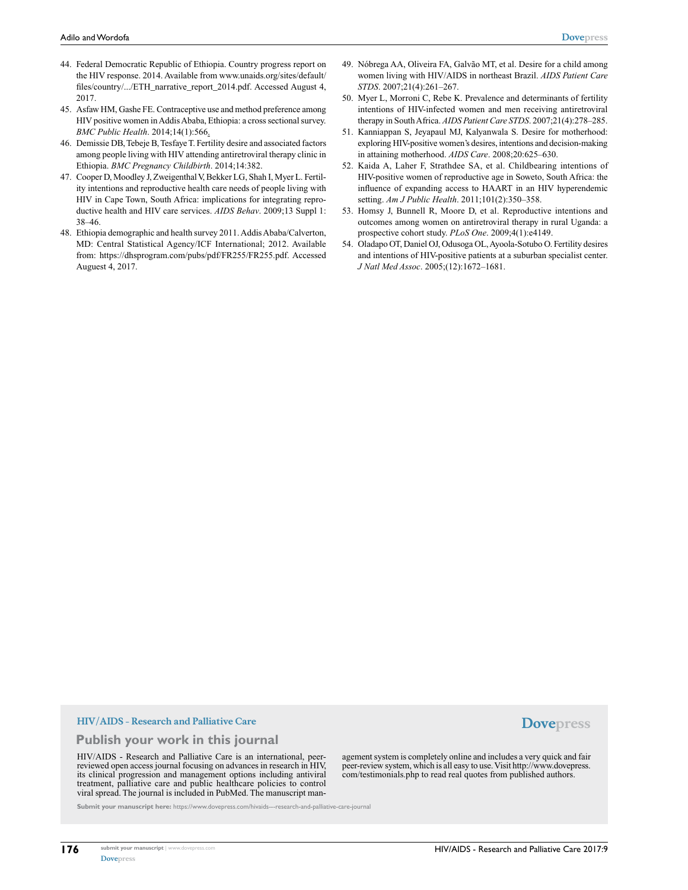44. Federal Democratic Republic of Ethiopia. Country progress report on the HIV response. 2014. Available from www.unaids.org/sites/default/files/country/.../ETH_narrative_report_2014.pdf. Accessed August 4, 2017.
45. Asfaw HM, Gashe FE. Contraceptive use and method preference among HIV positive women in Addis Ababa, Ethiopia: a cross sectional survey. *BMC Public Health*. 2014;14(1):566.
46. Demissie DB, Tebeje B, Tesfaye T. Fertility desire and associated factors among people living with HIV attending antiretroviral therapy clinic in Ethiopia. *BMC Pregnancy Childbirth*. 2014;14:382.
47. Cooper D, Moodley J, Zweigenthal V, Bekker LG, Shah I, Myer L. Fertility intentions and reproductive health care needs of people living with HIV in Cape Town, South Africa: implications for integrating reproductive health and HIV care services. *AIDS Behav*. 2009;13 Suppl 1: 38–46.
48. Ethiopia demographic and health survey 2011. Addis Ababa/Calverton, MD: Central Statistical Agency/ICF International; 2012. Available from: https://dhsprogram.com/pubs/pdf/FR255/FR255.pdf. Accessed Auguest 4, 2017.
49. Nóbrega AA, Oliveira FA, Galvão MT, et al. Desire for a child among women living with HIV/AIDS in northeast Brazil. *AIDS Patient Care STDS*. 2007;21(4):261–267.
50. Myer L, Morroni C, Rebe K. Prevalence and determinants of fertility intentions of HIV-infected women and men receiving antiretroviral therapy in South Africa. *AIDS Patient Care STDS*. 2007;21(4):278–285.
51. Kanniappan S, Jeyapaul MJ, Kalyanwala S. Desire for motherhood: exploring HIV-positive women's desires, intentions and decision-making in attaining motherhood. *AIDS Care*. 2008;20:625–630.
52. Kaida A, Laher F, Strathdee SA, et al. Childbearing intentions of HIV-positive women of reproductive age in Soweto, South Africa: the influence of expanding access to HAART in an HIV hyperendemic setting. *Am J Public Health*. 2011;101(2):350–358.
53. Homsy J, Bunnell R, Moore D, et al. Reproductive intentions and outcomes among women on antiretroviral therapy in rural Uganda: a prospective cohort study. *PLoS One*. 2009;4(1):e4149.
54. Oladapo OT, Daniel OJ, Odusoga OL, Ayoola-Sotubo O. Fertility desires and intentions of HIV-positive patients at a suburban specialist center. *J Natl Med Assoc*. 2005;(12):1672–1681.

**HIV/AIDS - Research and Palliative Care**

**Dovepress**

## Publish your work in this journal

HIV/AIDS - Research and Palliative Care is an international, peer-reviewed open access journal focusing on advances in research in HIV, its clinical progression and management options including antiviral treatment, palliative care and public healthcare policies to control viral spread. The journal is included in PubMed. The manuscript management system is completely online and includes a very quick and fair peer-review system, which is all easy to use. Visit http://www.dovepress.com/testimonials.php to read real quotes from published authors.

**Submit your manuscript here:** https://www.dovepress.com/hivaids---research-and-palliative-care-journal